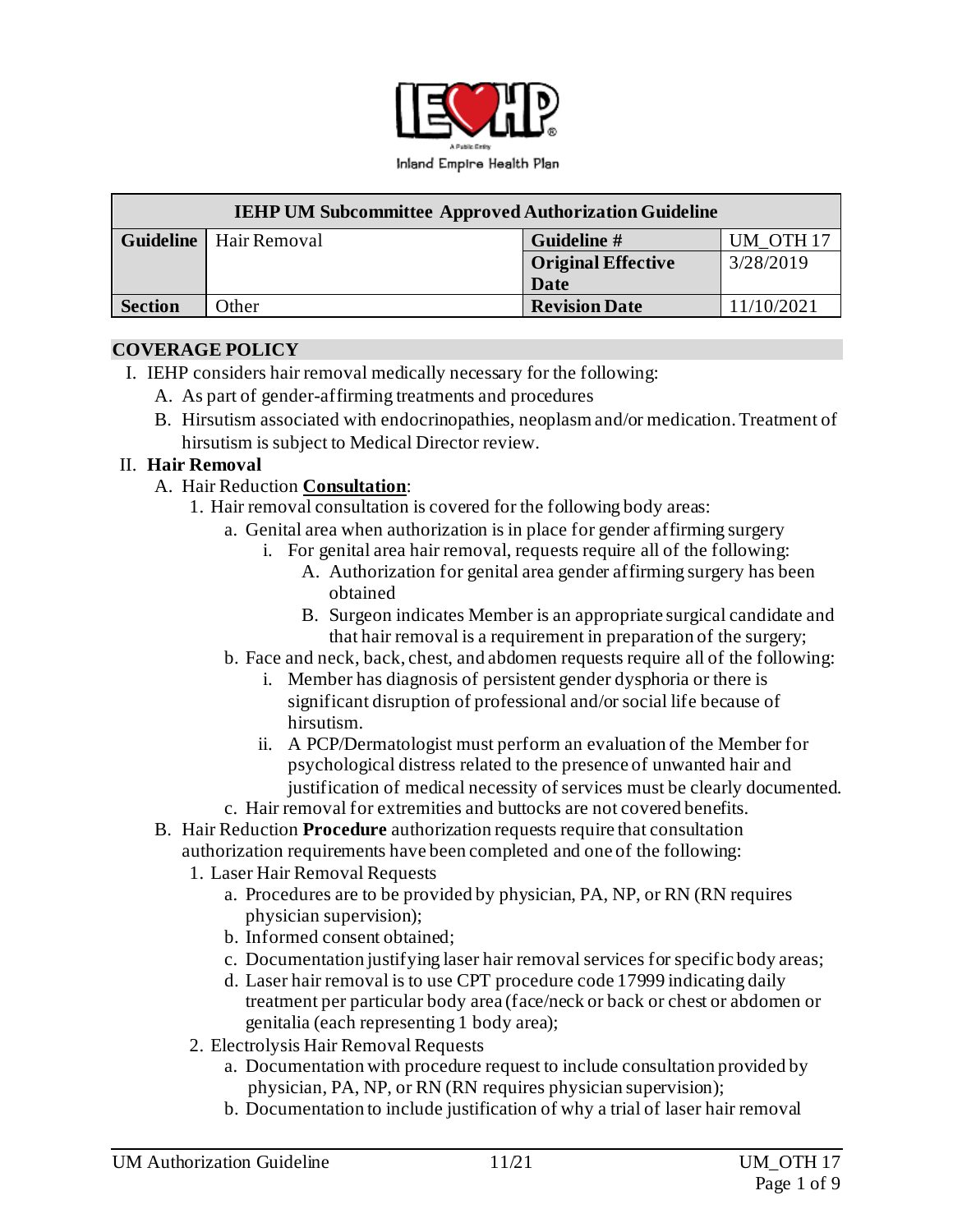Inland Empire Health Plan

| IEHP UM Subcommittee Approved Authorization Guideline | | | |
|---|---|---|---|
| **Guideline** | Hair Removal | **Guideline #** | UM_OTH 17 |
| | | **Original Effective Date** | 3/28/2019 |
| **Section** | Other | **Revision Date** | 11/10/2021 |

## COVERAGE POLICY

I. IEHP considers hair removal medically necessary for the following:
   A. As part of gender-affirming treatments and procedures
   B. Hirsutism associated with endocrinopathies, neoplasm and/or medication. Treatment of hirsutism is subject to Medical Director review.

II. **Hair Removal**
   A. Hair Reduction **<u>Consultation</u>**:
      1. Hair removal consultation is covered for the following body areas:
         a. Genital area when authorization is in place for gender affirming surgery
            i. For genital area hair removal, requests require all of the following:
               A. Authorization for genital area gender affirming surgery has been obtained
               B. Surgeon indicates Member is an appropriate surgical candidate and that hair removal is a requirement in preparation of the surgery;
         b. Face and neck, back, chest, and abdomen requests require all of the following:
            i. Member has diagnosis of persistent gender dysphoria or there is significant disruption of professional and/or social life because of hirsutism.
            ii. A PCP/Dermatologist must perform an evaluation of the Member for psychological distress related to the presence of unwanted hair and justification of medical necessity of services must be clearly documented.
         c. Hair removal for extremities and buttocks are not covered benefits.
   B. Hair Reduction **Procedure** authorization requests require that consultation authorization requirements have been completed and one of the following:
      1. Laser Hair Removal Requests
         a. Procedures are to be provided by physician, PA, NP, or RN (RN requires physician supervision);
         b. Informed consent obtained;
         c. Documentation justifying laser hair removal services for specific body areas;
         d. Laser hair removal is to use CPT procedure code 17999 indicating daily treatment per particular body area (face/neck or back or chest or abdomen or genitalia (each representing 1 body area);
      2. Electrolysis Hair Removal Requests
         a. Documentation with procedure request to include consultation provided by physician, PA, NP, or RN (RN requires physician supervision);
         b. Documentation to include justification of why a trial of laser hair removal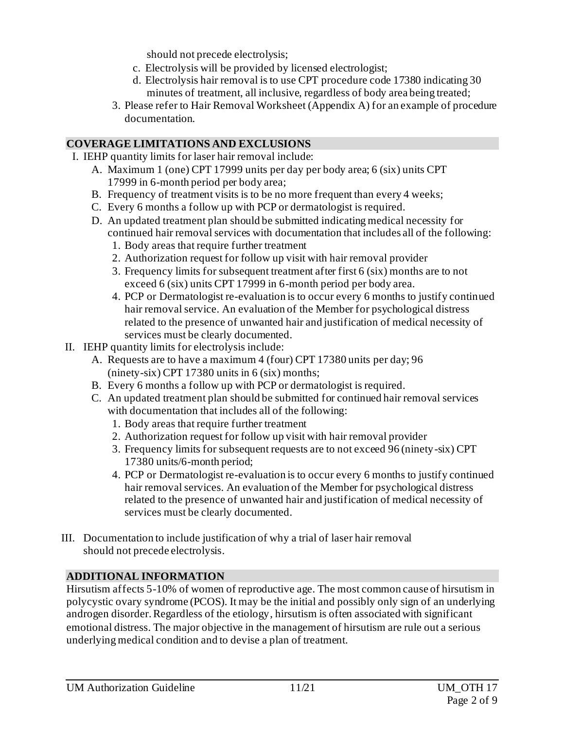should not precede electrolysis;

   c. Electrolysis will be provided by licensed electrologist;
   d. Electrolysis hair removal is to use CPT procedure code 17380 indicating 30 minutes of treatment, all inclusive, regardless of body area being treated;

3. Please refer to Hair Removal Worksheet (Appendix A) for an example of procedure documentation.

## COVERAGE LIMITATIONS AND EXCLUSIONS

I. IEHP quantity limits for laser hair removal include:
   A. Maximum 1 (one) CPT 17999 units per day per body area; 6 (six) units CPT 17999 in 6-month period per body area;
   B. Frequency of treatment visits is to be no more frequent than every 4 weeks;
   C. Every 6 months a follow up with PCP or dermatologist is required.
   D. An updated treatment plan should be submitted indicating medical necessity for continued hair removal services with documentation that includes all of the following:
      1. Body areas that require further treatment
      2. Authorization request for follow up visit with hair removal provider
      3. Frequency limits for subsequent treatment after first 6 (six) months are to not exceed 6 (six) units CPT 17999 in 6-month period per body area.
      4. PCP or Dermatologist re-evaluation is to occur every 6 months to justify continued hair removal service. An evaluation of the Member for psychological distress related to the presence of unwanted hair and justification of medical necessity of services must be clearly documented.

II. IEHP quantity limits for electrolysis include:
   A. Requests are to have a maximum 4 (four) CPT 17380 units per day; 96 (ninety-six) CPT 17380 units in 6 (six) months;
   B. Every 6 months a follow up with PCP or dermatologist is required.
   C. An updated treatment plan should be submitted for continued hair removal services with documentation that includes all of the following:
      1. Body areas that require further treatment
      2. Authorization request for follow up visit with hair removal provider
      3. Frequency limits for subsequent requests are to not exceed 96 (ninety-six) CPT 17380 units/6-month period;
      4. PCP or Dermatologist re-evaluation is to occur every 6 months to justify continued hair removal services. An evaluation of the Member for psychological distress related to the presence of unwanted hair and justification of medical necessity of services must be clearly documented.

III. Documentation to include justification of why a trial of laser hair removal should not precede electrolysis.

## ADDITIONAL INFORMATION

Hirsutism affects 5-10% of women of reproductive age. The most common cause of hirsutism in polycystic ovary syndrome (PCOS). It may be the initial and possibly only sign of an underlying androgen disorder. Regardless of the etiology, hirsutism is often associated with significant emotional distress. The major objective in the management of hirsutism are rule out a serious underlying medical condition and to devise a plan of treatment.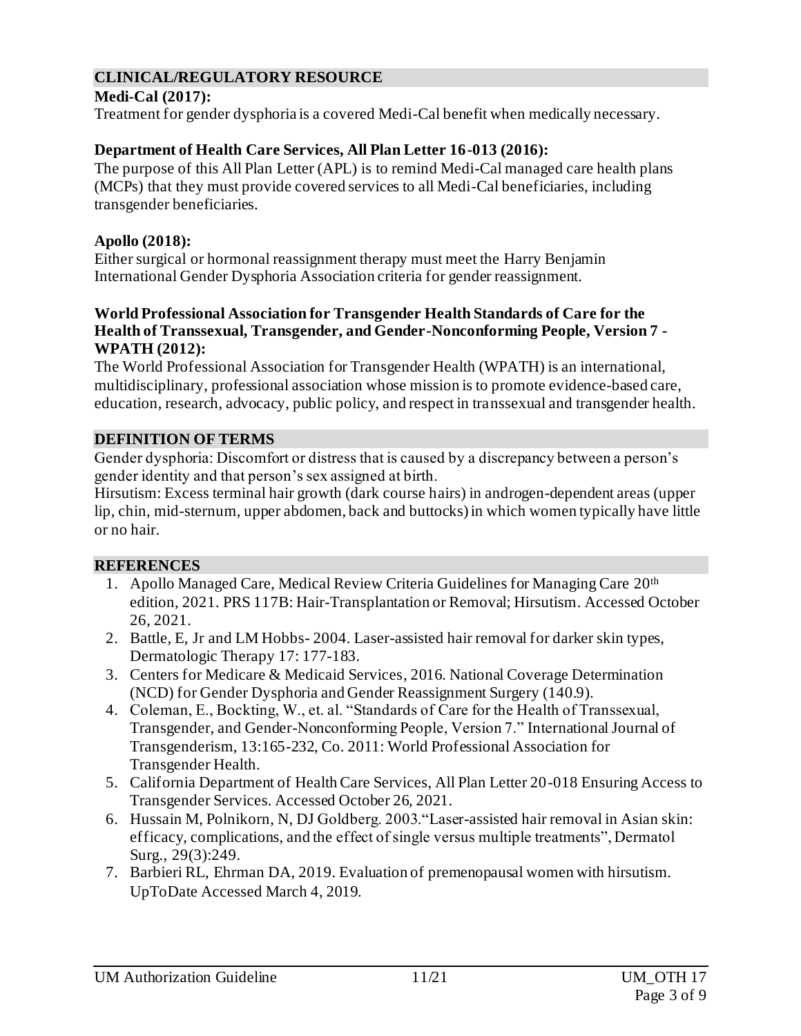## CLINICAL/REGULATORY RESOURCE

**Medi-Cal (2017):**
Treatment for gender dysphoria is a covered Medi-Cal benefit when medically necessary.

**Department of Health Care Services, All Plan Letter 16-013 (2016):**
The purpose of this All Plan Letter (APL) is to remind Medi-Cal managed care health plans (MCPs) that they must provide covered services to all Medi-Cal beneficiaries, including transgender beneficiaries.

**Apollo (2018):**
Either surgical or hormonal reassignment therapy must meet the Harry Benjamin International Gender Dysphoria Association criteria for gender reassignment.

**World Professional Association for Transgender Health Standards of Care for the Health of Transsexual, Transgender, and Gender-Nonconforming People, Version 7 - WPATH (2012):**
The World Professional Association for Transgender Health (WPATH) is an international, multidisciplinary, professional association whose mission is to promote evidence-based care, education, research, advocacy, public policy, and respect in transsexual and transgender health.

## DEFINITION OF TERMS

Gender dysphoria: Discomfort or distress that is caused by a discrepancy between a person's gender identity and that person's sex assigned at birth.
Hirsutism: Excess terminal hair growth (dark course hairs) in androgen-dependent areas (upper lip, chin, mid-sternum, upper abdomen, back and buttocks) in which women typically have little or no hair.

## REFERENCES

1. Apollo Managed Care, Medical Review Criteria Guidelines for Managing Care 20th edition, 2021. PRS 117B: Hair-Transplantation or Removal; Hirsutism. Accessed October 26, 2021.
2. Battle, E, Jr and LM Hobbs- 2004. Laser-assisted hair removal for darker skin types, Dermatologic Therapy 17: 177-183.
3. Centers for Medicare & Medicaid Services, 2016. National Coverage Determination (NCD) for Gender Dysphoria and Gender Reassignment Surgery (140.9).
4. Coleman, E., Bockting, W., et. al. "Standards of Care for the Health of Transsexual, Transgender, and Gender-Nonconforming People, Version 7." International Journal of Transgenderism, 13:165-232, Co. 2011: World Professional Association for Transgender Health.
5. California Department of Health Care Services, All Plan Letter 20-018 Ensuring Access to Transgender Services. Accessed October 26, 2021.
6. Hussain M, Polnikorn, N, DJ Goldberg. 2003."Laser-assisted hair removal in Asian skin: efficacy, complications, and the effect of single versus multiple treatments", Dermatol Surg., 29(3):249.
7. Barbieri RL, Ehrman DA, 2019. Evaluation of premenopausal women with hirsutism. UpToDate Accessed March 4, 2019.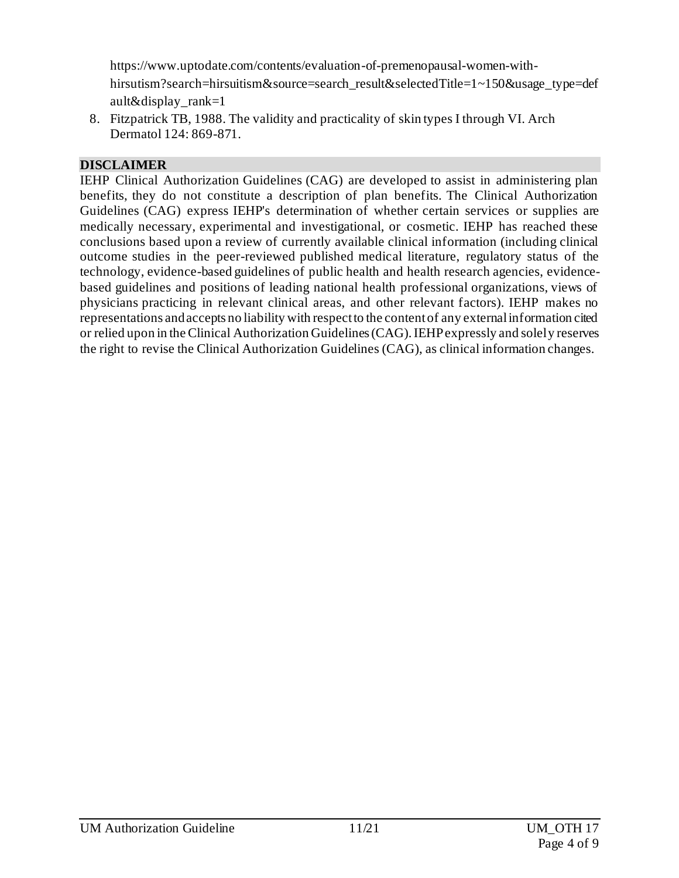https://www.uptodate.com/contents/evaluation-of-premenopausal-women-with-hirsutism?search=hirsuitism&source=search_result&selectedTitle=1~150&usage_type=default&display_rank=1

8. Fitzpatrick TB, 1988. The validity and practicality of skin types I through VI. Arch Dermatol 124: 869-871.

## DISCLAIMER

IEHP Clinical Authorization Guidelines (CAG) are developed to assist in administering plan benefits, they do not constitute a description of plan benefits. The Clinical Authorization Guidelines (CAG) express IEHP's determination of whether certain services or supplies are medically necessary, experimental and investigational, or cosmetic. IEHP has reached these conclusions based upon a review of currently available clinical information (including clinical outcome studies in the peer-reviewed published medical literature, regulatory status of the technology, evidence-based guidelines of public health and health research agencies, evidence-based guidelines and positions of leading national health professional organizations, views of physicians practicing in relevant clinical areas, and other relevant factors). IEHP makes no representations and accepts no liability with respect to the content of any external information cited or relied upon in the Clinical Authorization Guidelines (CAG). IEHP expressly and solely reserves the right to revise the Clinical Authorization Guidelines (CAG), as clinical information changes.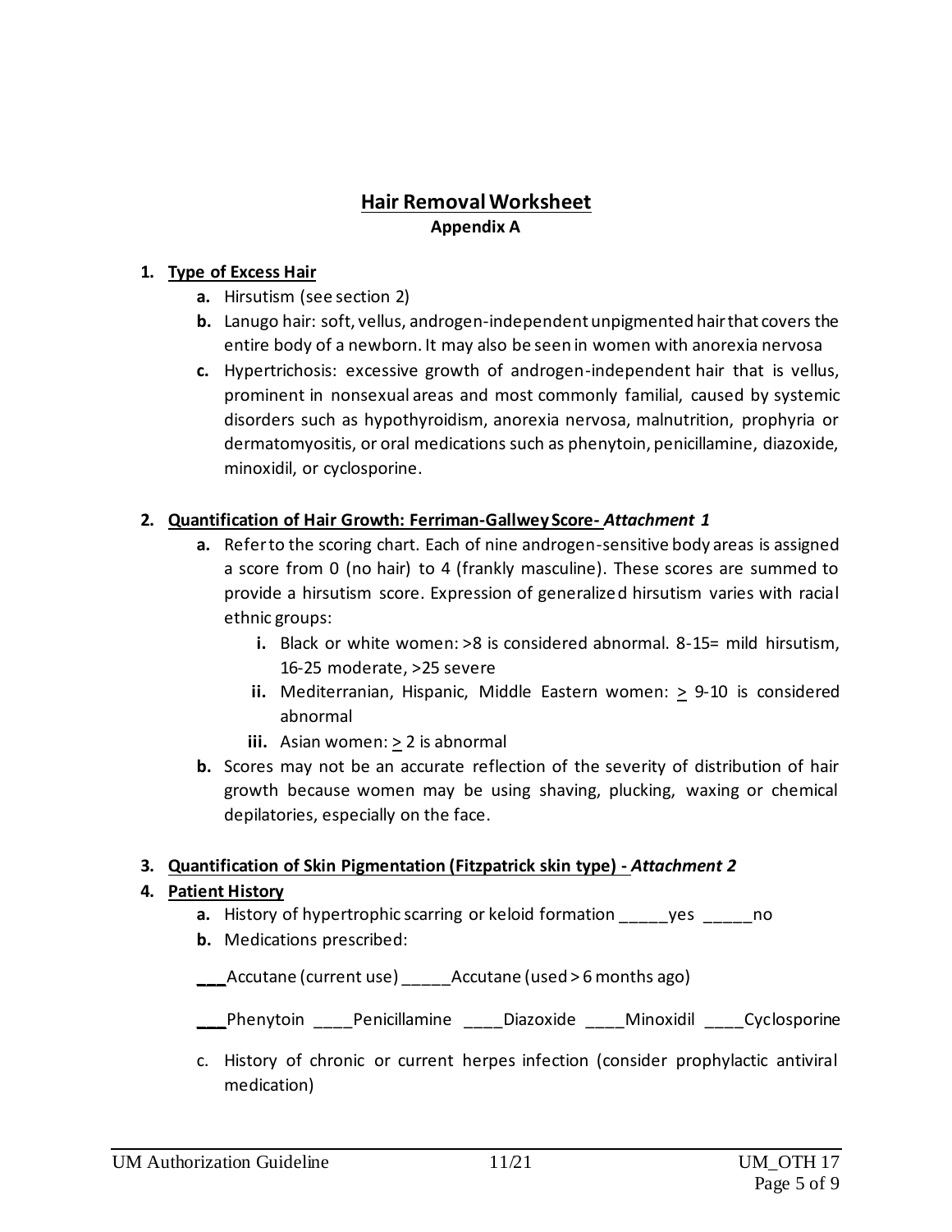## Hair Removal Worksheet

**Appendix A**

1. **Type of Excess Hair**
   - **a.** Hirsutism (see section 2)
   - **b.** Lanugo hair: soft, vellus, androgen-independent unpigmented hair that covers the entire body of a newborn. It may also be seen in women with anorexia nervosa
   - **c.** Hypertrichosis: excessive growth of androgen-independent hair that is vellus, prominent in nonsexual areas and most commonly familial, caused by systemic disorders such as hypothyroidism, anorexia nervosa, malnutrition, prophyria or dermatomyositis, or oral medications such as phenytoin, penicillamine, diazoxide, minoxidil, or cyclosporine.

2. **Quantification of Hair Growth: Ferriman-Gallwey Score- *Attachment 1***
   - **a.** Refer to the scoring chart. Each of nine androgen-sensitive body areas is assigned a score from 0 (no hair) to 4 (frankly masculine). These scores are summed to provide a hirsutism score. Expression of generalized hirsutism varies with racial ethnic groups:
     - **i.** Black or white women: >8 is considered abnormal. 8-15= mild hirsutism, 16-25 moderate, >25 severe
     - **ii.** Mediterranian, Hispanic, Middle Eastern women: $\geq$ 9-10 is considered abnormal
     - **iii.** Asian women: $\geq$ 2 is abnormal
   - **b.** Scores may not be an accurate reflection of the severity of distribution of hair growth because women may be using shaving, plucking, waxing or chemical depilatories, especially on the face.

3. **Quantification of Skin Pigmentation (Fitzpatrick skin type) - *Attachment 2***

4. **Patient History**
   - **a.** History of hypertrophic scarring or keloid formation _____yes _____no
   - **b.** Medications prescribed:

     ___Accutane (current use) _____Accutane (used > 6 months ago)

     ___Phenytoin ____Penicillamine ____Diazoxide ____Minoxidil ____Cyclosporine

   - c. History of chronic or current herpes infection (consider prophylactic antiviral medication)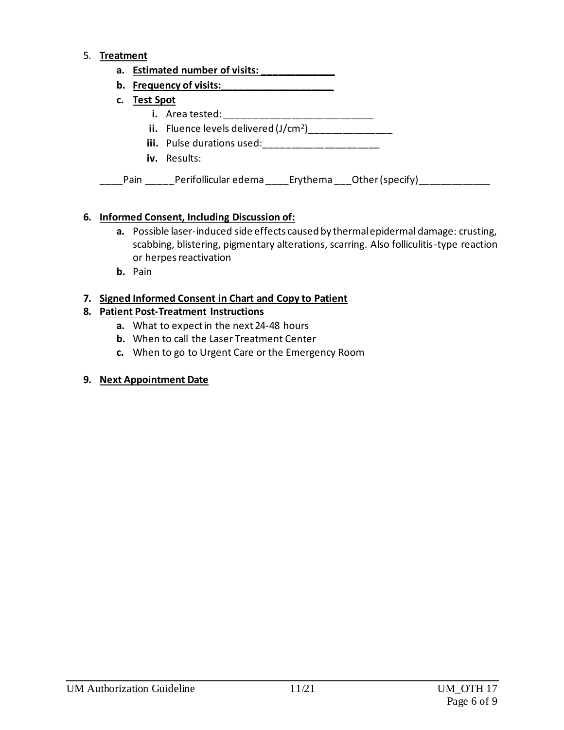5. **Treatment**
   a. **Estimated number of visits: _____________**
   b. **Frequency of visits:____________________**
   c. **Test Spot**
      i. Area tested: ___________________________
      ii. Fluence levels delivered (J/cm$^2$)_______________
      iii. Pulse durations used:_____________________
      iv. Results:

____Pain _____Perifollicular edema ____Erythema ___Other (specify)____________

6. **Informed Consent, Including Discussion of:**
   a. Possible laser-induced side effects caused by thermal epidermal damage: crusting, scabbing, blistering, pigmentary alterations, scarring. Also folliculitis-type reaction or herpes reactivation
   b. Pain

7. **Signed Informed Consent in Chart and Copy to Patient**
8. **Patient Post-Treatment Instructions**
   a. What to expect in the next 24-48 hours
   b. When to call the Laser Treatment Center
   c. When to go to Urgent Care or the Emergency Room

9. **Next Appointment Date**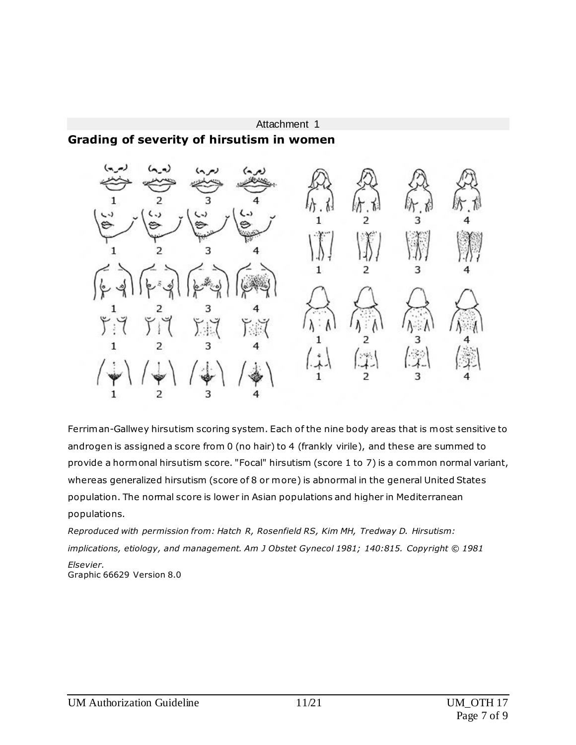Attachment 1

## Grading of severity of hirsutism in women

Ferriman-Gallwey hirsutism scoring system. Each of the nine body areas that is most sensitive to androgen is assigned a score from 0 (no hair) to 4 (frankly virile), and these are summed to provide a hormonal hirsutism score. "Focal" hirsutism (score 1 to 7) is a common normal variant, whereas generalized hirsutism (score of 8 or more) is abnormal in the general United States population. The normal score is lower in Asian populations and higher in Mediterranean populations.

*Reproduced with permission from: Hatch R, Rosenfield RS, Kim MH, Tredway D. Hirsutism: implications, etiology, and management. Am J Obstet Gynecol 1981; 140:815. Copyright © 1981 Elsevier.*

Graphic 66629 Version 8.0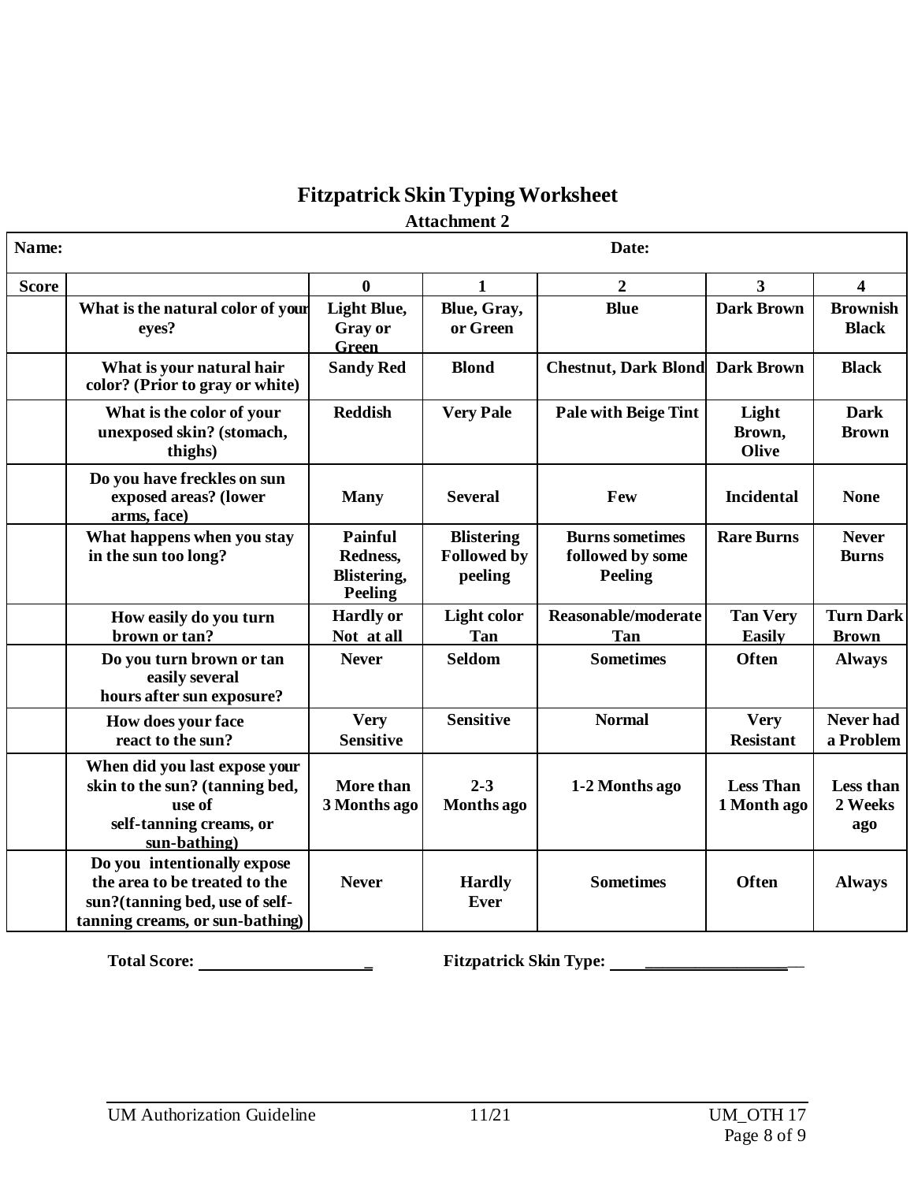# Fitzpatrick Skin Typing Worksheet

**Attachment 2**

| Name: | | | | Date: | | |
|---|---|---|---|---|---|---|
| **Score** | | **0** | **1** | **2** | **3** | **4** |
| | **What is the natural color of your eyes?** | **Light Blue, Gray or Green** | **Blue, Gray, or Green** | **Blue** | **Dark Brown** | **Brownish Black** |
| | **What is your natural hair color? (Prior to gray or white)** | **Sandy Red** | **Blond** | **Chestnut, Dark Blond** | **Dark Brown** | **Black** |
| | **What is the color of your unexposed skin? (stomach, thighs)** | **Reddish** | **Very Pale** | **Pale with Beige Tint** | **Light Brown, Olive** | **Dark Brown** |
| | **Do you have freckles on sun exposed areas? (lower arms, face)** | **Many** | **Several** | **Few** | **Incidental** | **None** |
| | **What happens when you stay in the sun too long?** | **Painful Redness, Blistering, Peeling** | **Blistering Followed by peeling** | **Burns sometimes followed by some Peeling** | **Rare Burns** | **Never Burns** |
| | **How easily do you turn brown or tan?** | **Hardly or Not at all** | **Light color Tan** | **Reasonable/moderate Tan** | **Tan Very Easily** | **Turn Dark Brown** |
| | **Do you turn brown or tan easily several hours after sun exposure?** | **Never** | **Seldom** | **Sometimes** | **Often** | **Always** |
| | **How does your face react to the sun?** | **Very Sensitive** | **Sensitive** | **Normal** | **Very Resistant** | **Never had a Problem** |
| | **When did you last expose your skin to the sun? (tanning bed, use of self-tanning creams, or sun-bathing)** | **More than 3 Months ago** | **2-3 Months ago** | **1-2 Months ago** | **Less Than 1 Month ago** | **Less than 2 Weeks ago** |
| | **Do you intentionally expose the area to be treated to the sun?(tanning bed, use of self-tanning creams, or sun-bathing)** | **Never** | **Hardly Ever** | **Sometimes** | **Often** | **Always** |

**Total Score:** ____________________ **Fitzpatrick Skin Type:** ____________________

UM Authorization Guideline 11/21 UM_OTH 17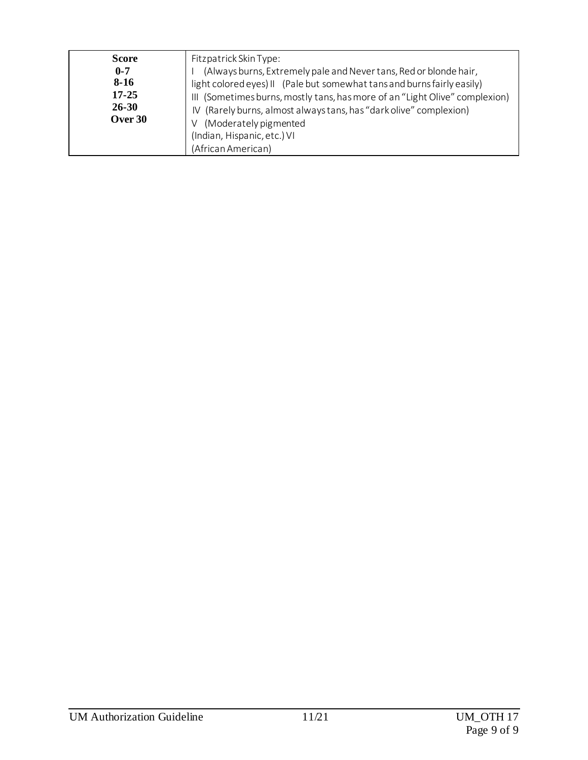| Score | Fitzpatrick Skin Type: |
|---|---|
| 0-7 | I (Always burns, Extremely pale and Never tans, Red or blonde hair, light colored eyes) |
| 8-16 | II (Pale but somewhat tans and burns fairly easily) |
| 17-25 | III (Sometimes burns, mostly tans, has more of an "Light Olive" complexion) |
| 26-30 | IV (Rarely burns, almost always tans, has "dark olive" complexion) |
| Over 30 | V (Moderately pigmented (Indian, Hispanic, etc.) |
| | VI (African American) |